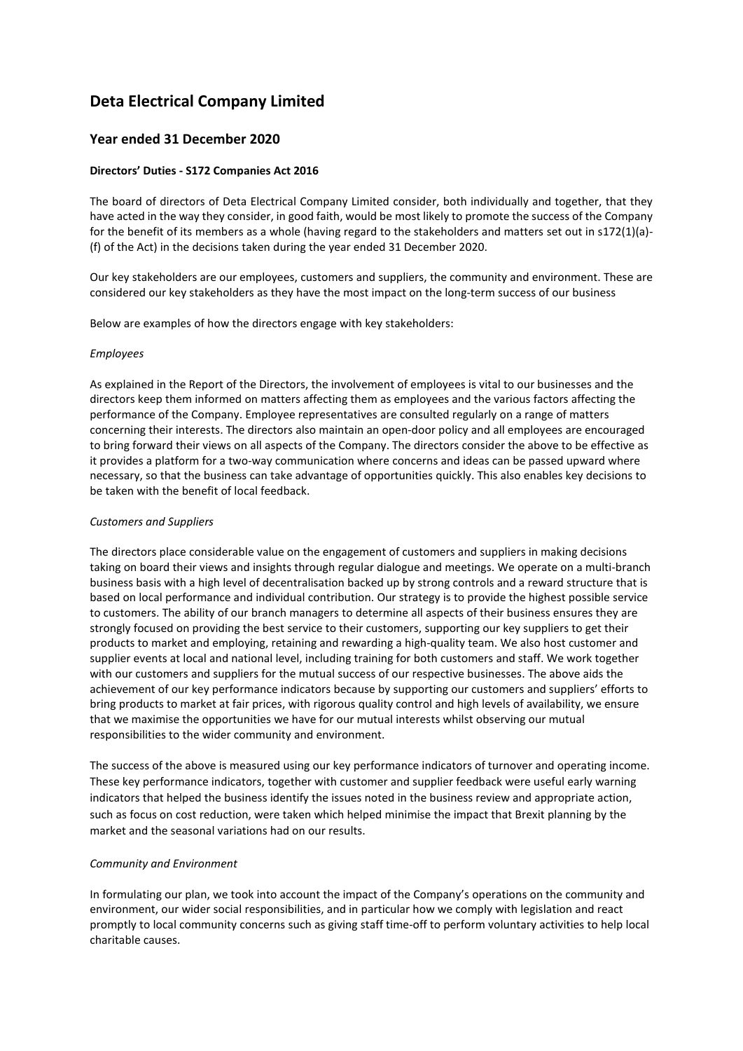# Deta Electrical Company Limited

## Year ended 31 December 2020

**Directors' Duties - S172 Companies Act 2016**

The board of directors of Deta Electrical Company Limited consider, both individually and together, that they have acted in the way they consider, in good faith, would be most likely to promote the success of the Company for the benefit of its members as a whole (having regard to the stakeholders and matters set out in s172(1)(a)-(f) of the Act) in the decisions taken during the year ended 31 December 2020.

Our key stakeholders are our employees, customers and suppliers, the community and environment. These are considered our key stakeholders as they have the most impact on the long-term success of our business

Below are examples of how the directors engage with key stakeholders:

*Employees*

As explained in the Report of the Directors, the involvement of employees is vital to our businesses and the directors keep them informed on matters affecting them as employees and the various factors affecting the performance of the Company. Employee representatives are consulted regularly on a range of matters concerning their interests. The directors also maintain an open-door policy and all employees are encouraged to bring forward their views on all aspects of the Company. The directors consider the above to be effective as it provides a platform for a two-way communication where concerns and ideas can be passed upward where necessary, so that the business can take advantage of opportunities quickly. This also enables key decisions to be taken with the benefit of local feedback.

*Customers and Suppliers*

The directors place considerable value on the engagement of customers and suppliers in making decisions taking on board their views and insights through regular dialogue and meetings. We operate on a multi-branch business basis with a high level of decentralisation backed up by strong controls and a reward structure that is based on local performance and individual contribution. Our strategy is to provide the highest possible service to customers. The ability of our branch managers to determine all aspects of their business ensures they are strongly focused on providing the best service to their customers, supporting our key suppliers to get their products to market and employing, retaining and rewarding a high-quality team. We also host customer and supplier events at local and national level, including training for both customers and staff. We work together with our customers and suppliers for the mutual success of our respective businesses. The above aids the achievement of our key performance indicators because by supporting our customers and suppliers' efforts to bring products to market at fair prices, with rigorous quality control and high levels of availability, we ensure that we maximise the opportunities we have for our mutual interests whilst observing our mutual responsibilities to the wider community and environment.

The success of the above is measured using our key performance indicators of turnover and operating income. These key performance indicators, together with customer and supplier feedback were useful early warning indicators that helped the business identify the issues noted in the business review and appropriate action, such as focus on cost reduction, were taken which helped minimise the impact that Brexit planning by the market and the seasonal variations had on our results.

*Community and Environment*

In formulating our plan, we took into account the impact of the Company's operations on the community and environment, our wider social responsibilities, and in particular how we comply with legislation and react promptly to local community concerns such as giving staff time-off to perform voluntary activities to help local charitable causes.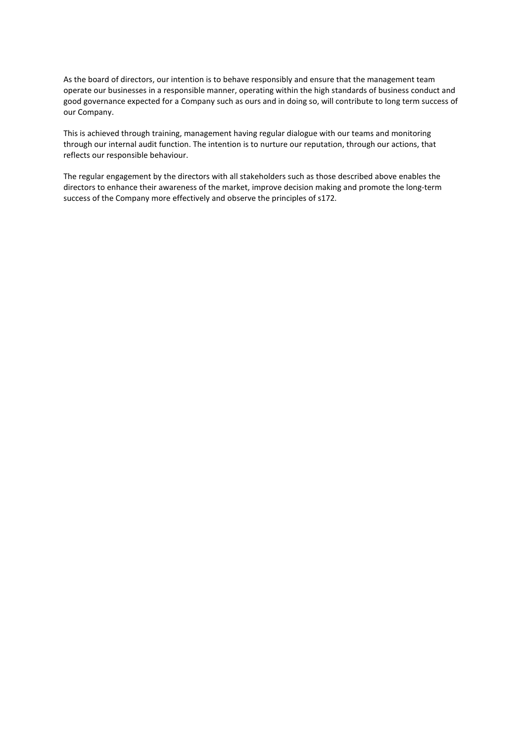As the board of directors, our intention is to behave responsibly and ensure that the management team operate our businesses in a responsible manner, operating within the high standards of business conduct and good governance expected for a Company such as ours and in doing so, will contribute to long term success of our Company.

This is achieved through training, management having regular dialogue with our teams and monitoring through our internal audit function. The intention is to nurture our reputation, through our actions, that reflects our responsible behaviour.

The regular engagement by the directors with all stakeholders such as those described above enables the directors to enhance their awareness of the market, improve decision making and promote the long-term success of the Company more effectively and observe the principles of s172.